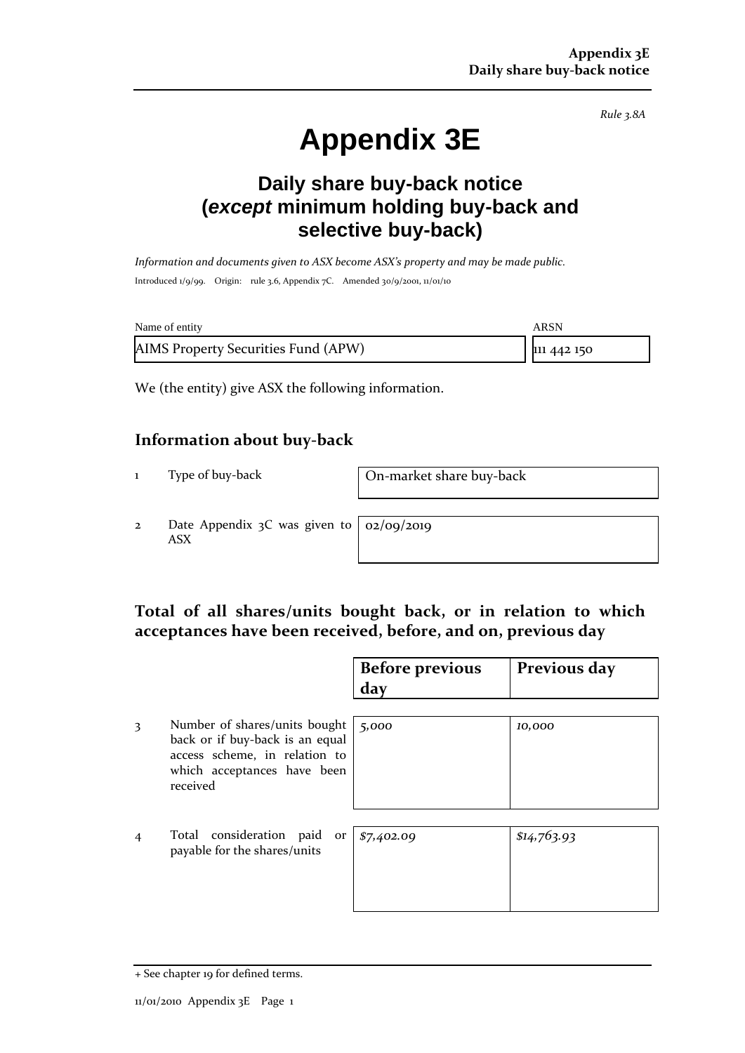*Rule 3.8A*

# Appendix 3E

## Daily share buy-back notice (*except* minimum holding buy-back and selective buy-back)

*Information and documents given to ASX become ASX's property and may be made public.*

Introduced 1/9/99. Origin: rule 3.6, Appendix 7C. Amended 30/9/2001, 11/01/10

| Name of entity | ARSN |
|---|---|
| AIMS Property Securities Fund (APW) | 111 442 150 |

We (the entity) give ASX the following information.

## Information about buy-back

| | | |
|---|---|---|
| 1 | Type of buy-back | On-market share buy-back |
| 2 | Date Appendix 3C was given to ASX | 02/09/2019 |

## Total of all shares/units bought back, or in relation to which acceptances have been received, before, and on, previous day

| | | Before previous day | Previous day |
|---|---|---|---|
| 3 | Number of shares/units bought back or if buy-back is an equal access scheme, in relation to which acceptances have been received | *5,000* | *10,000* |
| 4 | Total consideration paid or payable for the shares/units | *$7,402.09* | *$14,763.93* |

+ See chapter 19 for defined terms.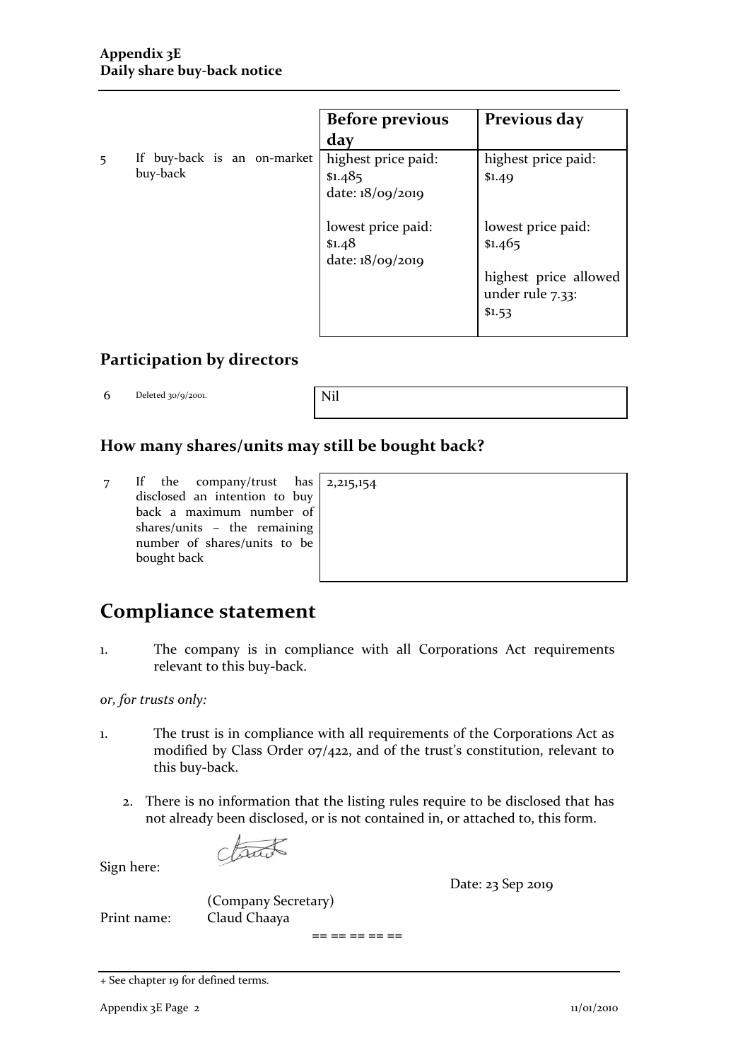**Appendix 3E**
**Daily share buy-back notice**

| | | Before previous day | Previous day |
|---|---|---|---|
| 5 | If buy-back is an on-market buy-back | highest price paid: $1.485 date: 18/09/2019<br><br>lowest price paid: $1.48 date: 18/09/2019 | highest price paid: $1.49<br><br>lowest price paid: $1.465<br><br>highest price allowed under rule 7.33: $1.53 |

## Participation by directors

| | | |
|---|---|---|
| 6 | Deleted 30/9/2001. | Nil |

## How many shares/units may still be bought back?

| | | |
|---|---|---|
| 7 | If the company/trust has disclosed an intention to buy back a maximum number of shares/units – the remaining number of shares/units to be bought back | 2,215,154 |

# Compliance statement

1. The company is in compliance with all Corporations Act requirements relevant to this buy-back.

*or, for trusts only:*

1. The trust is in compliance with all requirements of the Corporations Act as modified by Class Order 07/422, and of the trust's constitution, relevant to this buy-back.

2. There is no information that the listing rules require to be disclosed that has not already been disclosed, or is not contained in, or attached to, this form.

Sign here: (Company Secretary)

Date: 23 Sep 2019

Print name: Claud Chaaya

== == == == ==

+ See chapter 19 for defined terms.